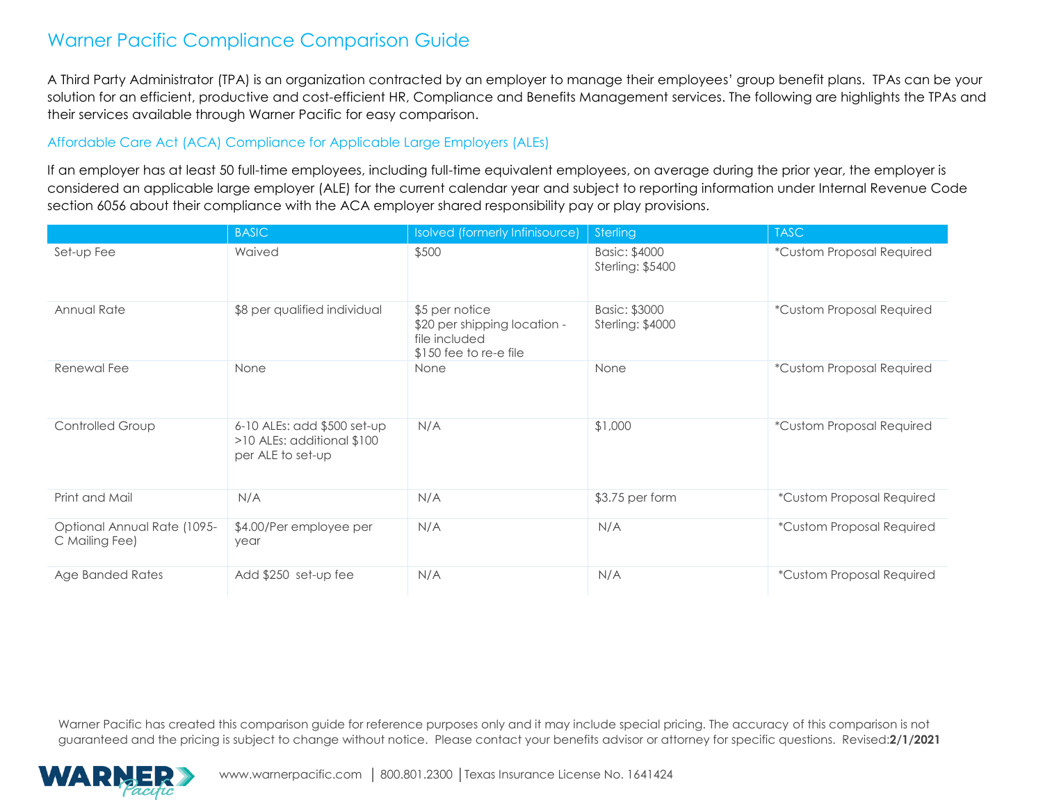# Warner Pacific Compliance Comparison Guide

A Third Party Administrator (TPA) is an organization contracted by an employer to manage their employees' group benefit plans. TPAs can be your solution for an efficient, productive and cost-efficient HR, Compliance and Benefits Management services. The following are highlights the TPAs and their services available through Warner Pacific for easy comparison.

## Affordable Care Act (ACA) Compliance for Applicable Large Employers (ALEs)

If an employer has at least 50 full-time employees, including full-time equivalent employees, on average during the prior year, the employer is considered an applicable large employer (ALE) for the current calendar year and subject to reporting information under Internal Revenue Code section 6056 about their compliance with the ACA employer shared responsibility pay or play provisions.

| | BASIC | Isolved (formerly Infinisource) | Sterling | TASC |
|---|---|---|---|---|
| Set-up Fee | Waived | $500 | Basic: $4000<br>Sterling: $5400 | *Custom Proposal Required |
| Annual Rate | $8 per qualified individual | $5 per notice<br>$20 per shipping location - file included<br>$150 fee to re-e file | Basic: $3000<br>Sterling: $4000 | *Custom Proposal Required |
| Renewal Fee | None | None | None | *Custom Proposal Required |
| Controlled Group | 6-10 ALEs: add $500 set-up<br>>10 ALEs: additional $100 per ALE to set-up | N/A | $1,000 | *Custom Proposal Required |
| Print and Mail | N/A | N/A | $3.75 per form | *Custom Proposal Required |
| Optional Annual Rate (1095-C Mailing Fee) | $4.00/Per employee per year | N/A | N/A | *Custom Proposal Required |
| Age Banded Rates | Add $250 set-up fee | N/A | N/A | *Custom Proposal Required |

Warner Pacific has created this comparison guide for reference purposes only and it may include special pricing. The accuracy of this comparison is not guaranteed and the pricing is subject to change without notice. Please contact your benefits advisor or attorney for specific questions. Revised:**2/1/2021**

www.warnerpacific.com | 800.801.2300 | Texas Insurance License No. 1641424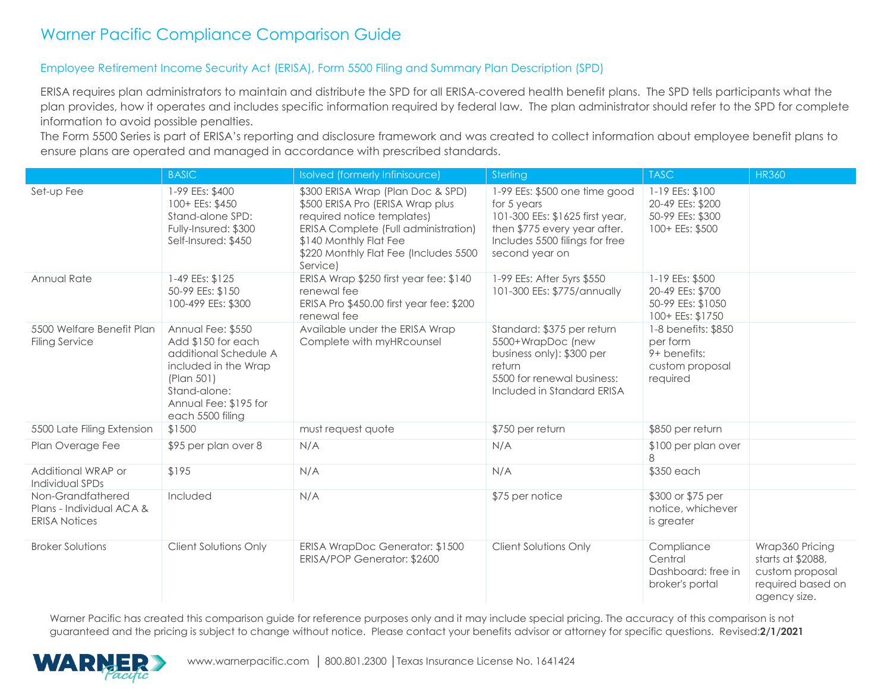# Warner Pacific Compliance Comparison Guide

## Employee Retirement Income Security Act (ERISA), Form 5500 Filing and Summary Plan Description (SPD)

ERISA requires plan administrators to maintain and distribute the SPD for all ERISA-covered health benefit plans. The SPD tells participants what the plan provides, how it operates and includes specific information required by federal law. The plan administrator should refer to the SPD for complete information to avoid possible penalties.
The Form 5500 Series is part of ERISA's reporting and disclosure framework and was created to collect information about employee benefit plans to ensure plans are operated and managed in accordance with prescribed standards.

| | BASIC | Isolved (formerly Infinisource) | Sterling | TASC | HR360 |
|---|---|---|---|---|---|
| Set-up Fee | 1-99 EEs: $400<br>100+ EEs: $450<br>Stand-alone SPD:<br>Fully-Insured: $300<br>Self-Insured: $450 | $300 ERISA Wrap (Plan Doc & SPD)<br>$500 ERISA Pro (ERISA Wrap plus required notice templates)<br>ERISA Complete (Full administration)<br>$140 Monthly Flat Fee<br>$220 Monthly Flat Fee (Includes 5500 Service) | 1-99 EEs: $500 one time good for 5 years<br>101-300 EEs: $1625 first year, then $775 every year after. Includes 5500 filings for free second year on | 1-19 EEs: $100<br>20-49 EEs: $200<br>50-99 EEs: $300<br>100+ EEs: $500 | |
| Annual Rate | 1-49 EEs: $125<br>50-99 EEs: $150<br>100-499 EEs: $300 | ERISA Wrap $250 first year fee: $140 renewal fee<br>ERISA Pro $450.00 first year fee: $200 renewal fee | 1-99 EEs: After 5yrs $550<br>101-300 EEs: $775/annually | 1-19 EEs: $500<br>20-49 EEs: $700<br>50-99 EEs: $1050<br>100+ EEs: $1750 | |
| 5500 Welfare Benefit Plan Filing Service | Annual Fee: $550<br>Add $150 for each additional Schedule A included in the Wrap (Plan 501)<br>Stand-alone:<br>Annual Fee: $195 for each 5500 filing | Available under the ERISA Wrap Complete with myHRcounsel | Standard: $375 per return<br>5500+WrapDoc (new business only): $300 per return<br>5500 for renewal business: Included in Standard ERISA | 1-8 benefits: $850 per form<br>9+ benefits: custom proposal required | |
| 5500 Late Filing Extension | $1500 | must request quote | $750 per return | $850 per return | |
| Plan Overage Fee | $95 per plan over 8 | N/A | N/A | $100 per plan over 8 | |
| Additional WRAP or Individual SPDs | $195 | N/A | N/A | $350 each | |
| Non-Grandfathered Plans - Individual ACA & ERISA Notices | Included | N/A | $75 per notice | $300 or $75 per notice, whichever is greater | |
| Broker Solutions | Client Solutions Only | ERISA WrapDoc Generator: $1500<br>ERISA/POP Generator: $2600 | Client Solutions Only | Compliance Central Dashboard: free in broker's portal | Wrap360 Pricing starts at $2088, custom proposal required based on agency size. |

Warner Pacific has created this comparison guide for reference purposes only and it may include special pricing. The accuracy of this comparison is not guaranteed and the pricing is subject to change without notice. Please contact your benefits advisor or attorney for specific questions. Revised:**2/1/2021**

www.warnerpacific.com | 800.801.2300 | Texas Insurance License No. 1641424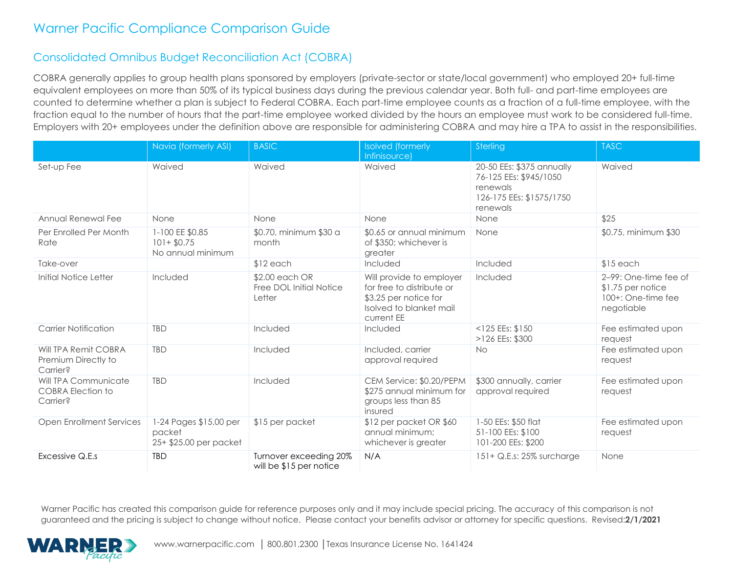# Warner Pacific Compliance Comparison Guide

## Consolidated Omnibus Budget Reconciliation Act (COBRA)

COBRA generally applies to group health plans sponsored by employers (private-sector or state/local government) who employed 20+ full-time equivalent employees on more than 50% of its typical business days during the previous calendar year. Both full- and part-time employees are counted to determine whether a plan is subject to Federal COBRA. Each part-time employee counts as a fraction of a full-time employee, with the fraction equal to the number of hours that the part-time employee worked divided by the hours an employee must work to be considered full-time. Employers with 20+ employees under the definition above are responsible for administering COBRA and may hire a TPA to assist in the responsibilities.

| | Navia (formerly ASI) | BASIC | Isolved (formerly Infinisource) | Sterling | TASC |
|---|---|---|---|---|---|
| Set-up Fee | Waived | Waived | Waived | 20-50 EEs: $375 annually<br>76-125 EEs: $945/1050 renewals<br>126-175 EEs: $1575/1750 renewals | Waived |
| Annual Renewal Fee | None | None | None | None | $25 |
| Per Enrolled Per Month Rate | 1-100 EE $0.85<br>101+ $0.75<br>No annual minimum | $0.70, minimum $30 a month | $0.65 or annual minimum of $350; whichever is greater | None | $0.75, minimum $30 |
| Take-over | | $12 each | Included | Included | $15 each |
| Initial Notice Letter | Included | $2.00 each OR Free DOL Initial Notice Letter | Will provide to employer for free to distribute or $3.25 per notice for Isolved to blanket mail current EE | Included | 2–99: One-time fee of $1.75 per notice<br>100+: One-time fee negotiable |
| Carrier Notification | TBD | Included | Included | <125 EEs: $150<br>>126 EEs: $300 | Fee estimated upon request |
| Will TPA Remit COBRA Premium Directly to Carrier? | TBD | Included | Included, carrier approval required | No | Fee estimated upon request |
| Will TPA Communicate COBRA Election to Carrier? | TBD | Included | CEM Service: $0.20/PEPM $275 annual minimum for groups less than 85 insured | $300 annually, carrier approval required | Fee estimated upon request |
| Open Enrollment Services | 1-24 Pages $15.00 per packet<br>25+ $25.00 per packet | $15 per packet | $12 per packet OR $60 annual minimum; whichever is greater | 1-50 EEs: $50 flat<br>51-100 EEs: $100<br>101-200 EEs: $200 | Fee estimated upon request |
| Excessive Q.E.s | TBD | Turnover exceeding 20% will be $15 per notice | N/A | 151+ Q.E.s: 25% surcharge | None |

Warner Pacific has created this comparison guide for reference purposes only and it may include special pricing. The accuracy of this comparison is not guaranteed and the pricing is subject to change without notice. Please contact your benefits advisor or attorney for specific questions. Revised:**2/1/2021**

www.warnerpacific.com | 800.801.2300 | Texas Insurance License No. 1641424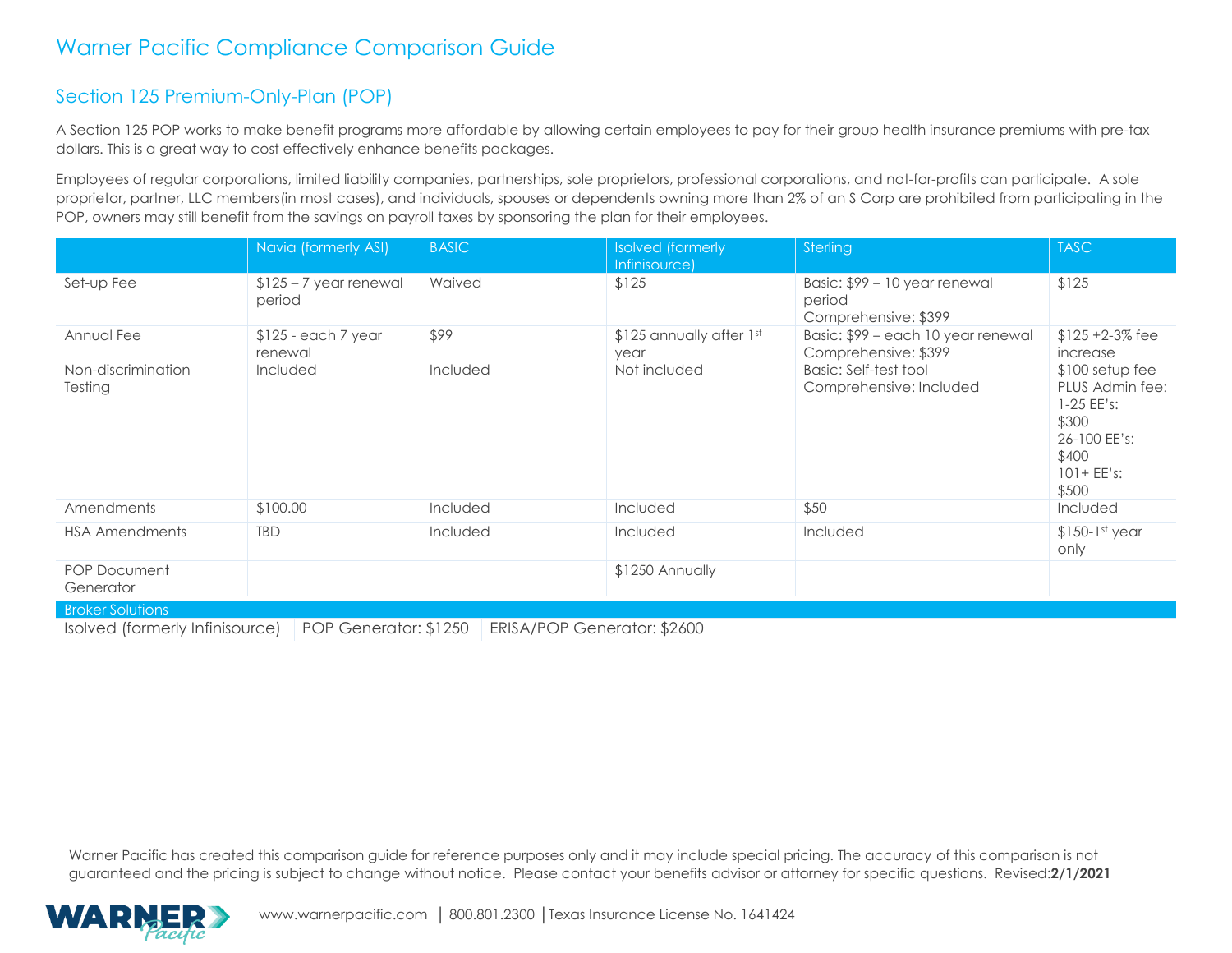# Warner Pacific Compliance Comparison Guide

## Section 125 Premium-Only-Plan (POP)

A Section 125 POP works to make benefit programs more affordable by allowing certain employees to pay for their group health insurance premiums with pre-tax dollars. This is a great way to cost effectively enhance benefits packages.

Employees of regular corporations, limited liability companies, partnerships, sole proprietors, professional corporations, and not-for-profits can participate. A sole proprietor, partner, LLC members(in most cases), and individuals, spouses or dependents owning more than 2% of an S Corp are prohibited from participating in the POP, owners may still benefit from the savings on payroll taxes by sponsoring the plan for their employees.

| | Navia (formerly ASI) | BASIC | Isolved (formerly Infinisource) | Sterling | TASC |
|---|---|---|---|---|---|
| Set-up Fee | $125 – 7 year renewal period | Waived | $125 | Basic: $99 – 10 year renewal period<br>Comprehensive: $399 | $125 |
| Annual Fee | $125 - each 7 year renewal | $99 | $125 annually after 1st year | Basic: $99 – each 10 year renewal<br>Comprehensive: $399 | $125 +2-3% fee increase |
| Non-discrimination Testing | Included | Included | Not included | Basic: Self-test tool<br>Comprehensive: Included | $100 setup fee PLUS Admin fee:<br>1-25 EE's: $300<br>26-100 EE's: $400<br>101+ EE's: $500 |
| Amendments | $100.00 | Included | Included | $50 | Included |
| HSA Amendments | TBD | Included | Included | Included | $150-1st year only |
| POP Document Generator | | | $1250 Annually | | |

**Broker Solutions**

| Isolved (formerly Infinisource) | POP Generator: $1250 | ERISA/POP Generator: $2600 |
|---|---|---|

Warner Pacific has created this comparison guide for reference purposes only and it may include special pricing. The accuracy of this comparison is not guaranteed and the pricing is subject to change without notice. Please contact your benefits advisor or attorney for specific questions. Revised:**2/1/2021**

www.warnerpacific.com | 800.801.2300 | Texas Insurance License No. 1641424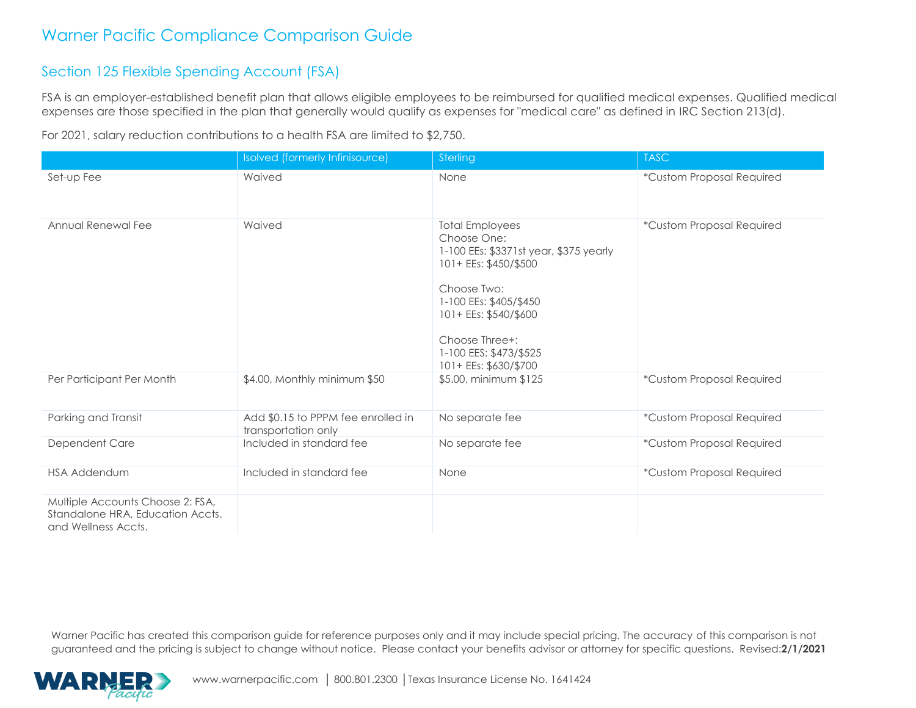# Warner Pacific Compliance Comparison Guide

## Section 125 Flexible Spending Account (FSA)

FSA is an employer-established benefit plan that allows eligible employees to be reimbursed for qualified medical expenses. Qualified medical expenses are those specified in the plan that generally would qualify as expenses for "medical care" as defined in IRC Section 213(d).

For 2021, salary reduction contributions to a health FSA are limited to $2,750.

| | Isolved (formerly Infinisource) | Sterling | TASC |
|---|---|---|---|
| Set-up Fee | Waived | None | *Custom Proposal Required |
| Annual Renewal Fee | Waived | Total Employees<br>Choose One:<br>1-100 EEs: $3371st year, $375 yearly<br>101+ EEs: $450/$500<br><br>Choose Two:<br>1-100 EEs: $405/$450<br>101+ EEs: $540/$600<br><br>Choose Three+:<br>1-100 EES: $473/$525<br>101+ EEs: $630/$700 | *Custom Proposal Required |
| Per Participant Per Month | $4.00, Monthly minimum $50 | $5.00, minimum $125 | *Custom Proposal Required |
| Parking and Transit | Add $0.15 to PPPM fee enrolled in transportation only | No separate fee | *Custom Proposal Required |
| Dependent Care | Included in standard fee | No separate fee | *Custom Proposal Required |
| HSA Addendum | Included in standard fee | None | *Custom Proposal Required |
| Multiple Accounts Choose 2: FSA, Standalone HRA, Education Accts. and Wellness Accts. | | | |

Warner Pacific has created this comparison guide for reference purposes only and it may include special pricing. The accuracy of this comparison is not guaranteed and the pricing is subject to change without notice. Please contact your benefits advisor or attorney for specific questions. Revised:**2/1/2021**

www.warnerpacific.com | 800.801.2300 | Texas Insurance License No. 1641424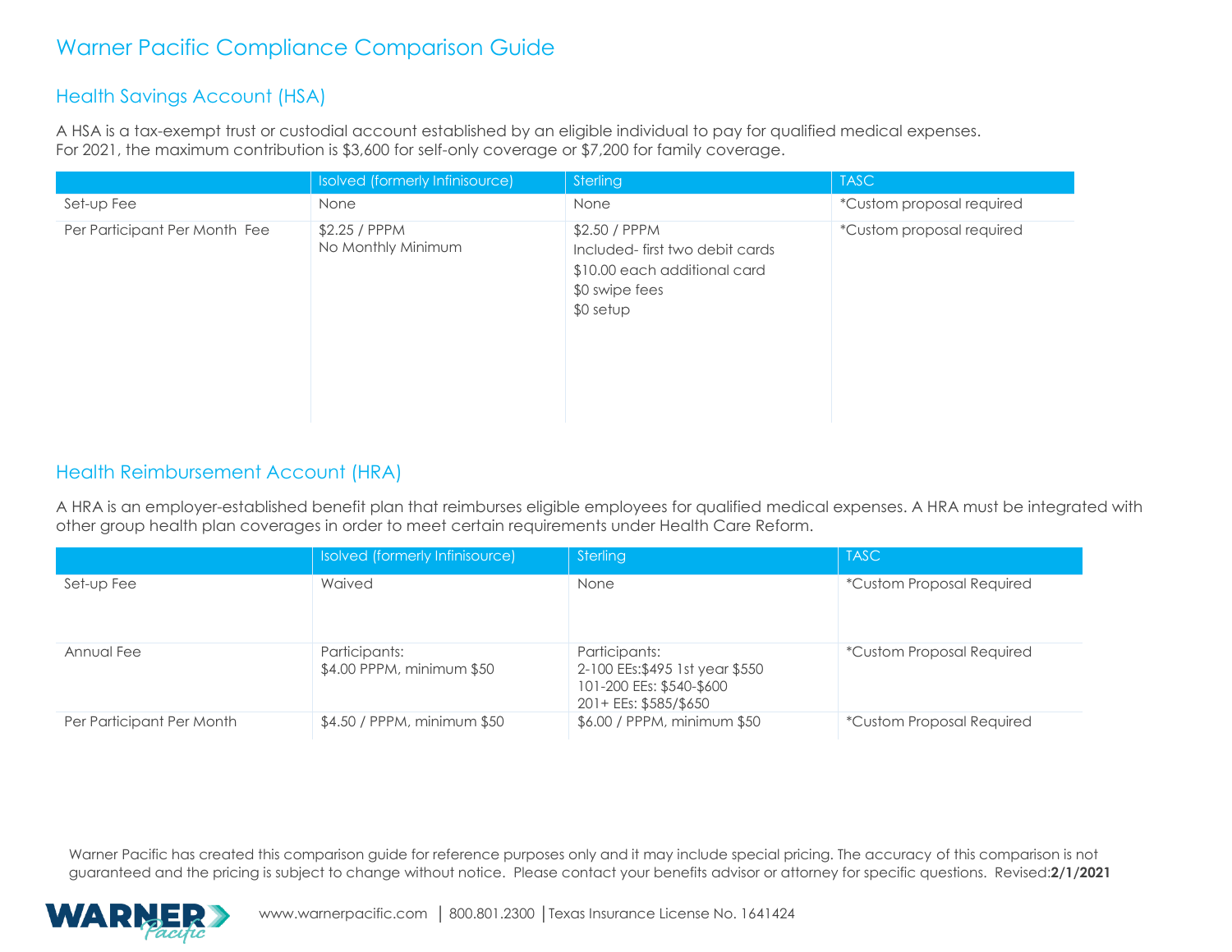# Warner Pacific Compliance Comparison Guide

## Health Savings Account (HSA)

A HSA is a tax-exempt trust or custodial account established by an eligible individual to pay for qualified medical expenses.
For 2021, the maximum contribution is $3,600 for self-only coverage or $7,200 for family coverage.

| | Isolved (formerly Infinisource) | Sterling | TASC |
|---|---|---|---|
| Set-up Fee | None | None | *Custom proposal required |
| Per Participant Per Month Fee | $2.25 / PPPM<br>No Monthly Minimum | $2.50 / PPPM<br>Included- first two debit cards<br>$10.00 each additional card<br>$0 swipe fees<br>$0 setup | *Custom proposal required |

## Health Reimbursement Account (HRA)

A HRA is an employer-established benefit plan that reimburses eligible employees for qualified medical expenses. A HRA must be integrated with other group health plan coverages in order to meet certain requirements under Health Care Reform.

| | Isolved (formerly Infinisource) | Sterling | TASC |
|---|---|---|---|
| Set-up Fee | Waived | None | *Custom Proposal Required |
| Annual Fee | Participants:<br>$4.00 PPPM, minimum $50 | Participants:<br>2-100 EEs:$495 1st year $550<br>101-200 EEs: $540-$600<br>201+ EEs: $585/$650 | *Custom Proposal Required |
| Per Participant Per Month | $4.50 / PPPM, minimum $50 | $6.00 / PPPM, minimum $50 | *Custom Proposal Required |

Warner Pacific has created this comparison guide for reference purposes only and it may include special pricing. The accuracy of this comparison is not guaranteed and the pricing is subject to change without notice. Please contact your benefits advisor or attorney for specific questions. Revised:**2/1/2021**

www.warnerpacific.com | 800.801.2300 | Texas Insurance License No. 1641424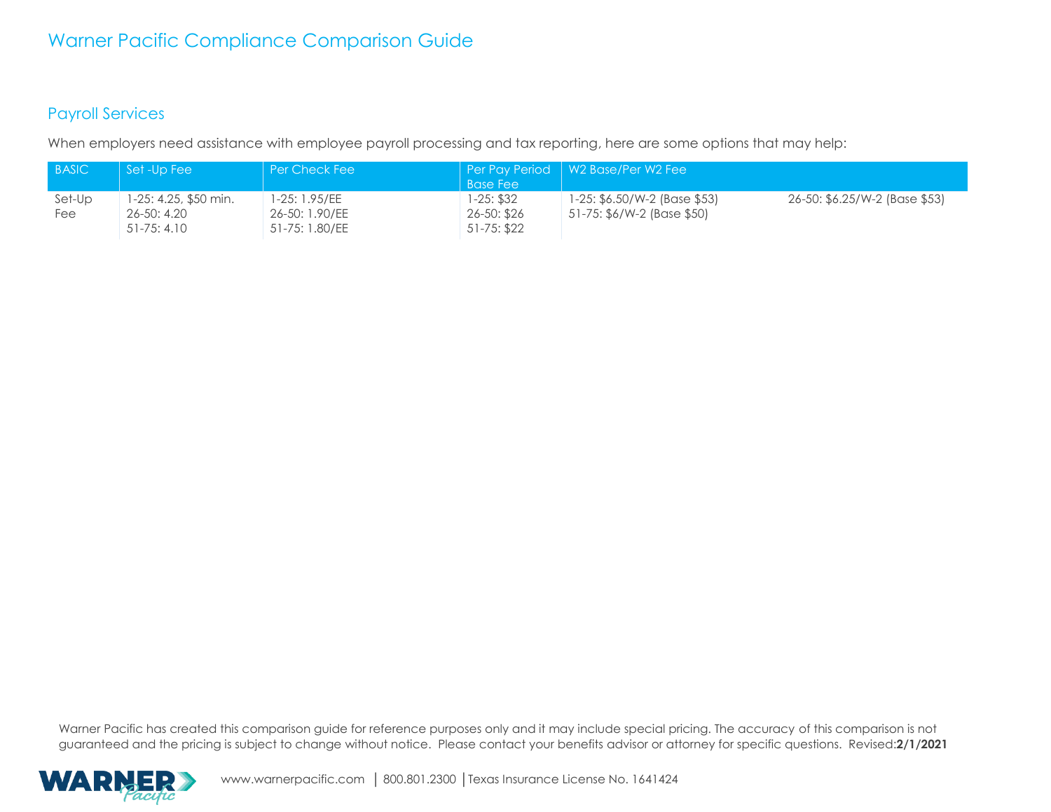# Warner Pacific Compliance Comparison Guide

## Payroll Services

When employers need assistance with employee payroll processing and tax reporting, here are some options that may help:

| BASIC | Set -Up Fee | Per Check Fee | Per Pay Period Base Fee | W2 Base/Per W2 Fee | |
|---|---|---|---|---|---|
| Set-Up Fee | 1-25: 4.25, $50 min.<br>26-50: 4.20<br>51-75: 4.10 | 1-25: 1.95/EE<br>26-50: 1.90/EE<br>51-75: 1.80/EE | 1-25: $32<br>26-50: $26<br>51-75: $22 | 1-25: $6.50/W-2 (Base $53)<br>51-75: $6/W-2 (Base $50) | 26-50: $6.25/W-2 (Base $53) |

Warner Pacific has created this comparison guide for reference purposes only and it may include special pricing. The accuracy of this comparison is not guaranteed and the pricing is subject to change without notice. Please contact your benefits advisor or attorney for specific questions. Revised:**2/1/2021**

www.warnerpacific.com | 800.801.2300 | Texas Insurance License No. 1641424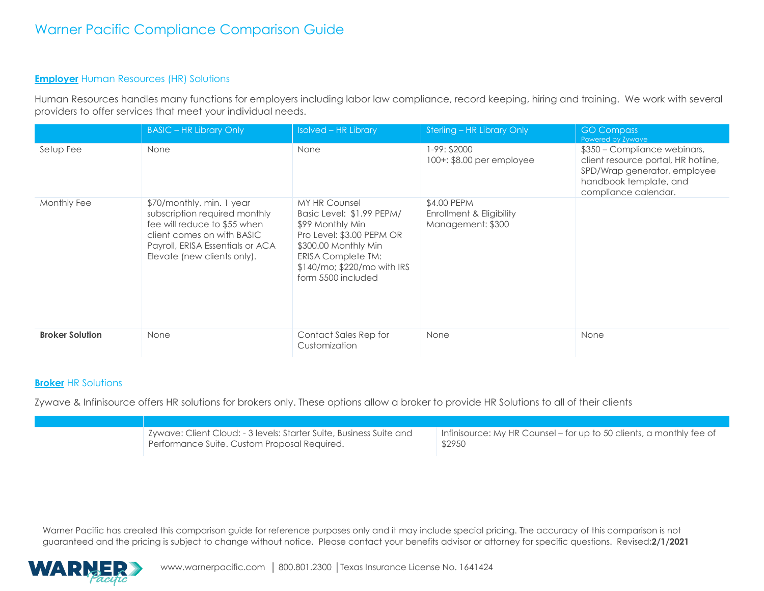# Warner Pacific Compliance Comparison Guide

### **Employer** Human Resources (HR) Solutions

Human Resources handles many functions for employers including labor law compliance, record keeping, hiring and training. We work with several providers to offer services that meet your individual needs.

| | BASIC – HR Library Only | Isolved – HR Library | Sterling – HR Library Only | GO Compass Powered by Zywave |
|---|---|---|---|---|
| Setup Fee | None | None | 1-99: $2000<br>100+: $8.00 per employee | $350 – Compliance webinars, client resource portal, HR hotline, SPD/Wrap generator, employee handbook template, and compliance calendar. |
| Monthly Fee | $70/monthly, min. 1 year subscription required monthly fee will reduce to $55 when client comes on with BASIC Payroll, ERISA Essentials or ACA Elevate (new clients only). | MY HR Counsel<br>Basic Level: $1.99 PEPM/ $99 Monthly Min<br>Pro Level: $3.00 PEPM OR $300.00 Monthly Min<br>ERISA Complete TM: $140/mo; $220/mo with IRS form 5500 included | $4.00 PEPM<br>Enrollment & Eligibility Management: $300 | |
| **Broker Solution** | None | Contact Sales Rep for Customization | None | None |

### **Broker** HR Solutions

Zywave & Infinisource offers HR solutions for brokers only. These options allow a broker to provide HR Solutions to all of their clients

| | | |
|---|---|---|
| | Zywave: Client Cloud: - 3 levels: Starter Suite, Business Suite and Performance Suite. Custom Proposal Required. | Infinisource: My HR Counsel – for up to 50 clients, a monthly fee of $2950 |

Warner Pacific has created this comparison guide for reference purposes only and it may include special pricing. The accuracy of this comparison is not guaranteed and the pricing is subject to change without notice. Please contact your benefits advisor or attorney for specific questions. Revised:**2/1/2021**

WARNER Pacific www.warnerpacific.com | 800.801.2300 | Texas Insurance License No. 1641424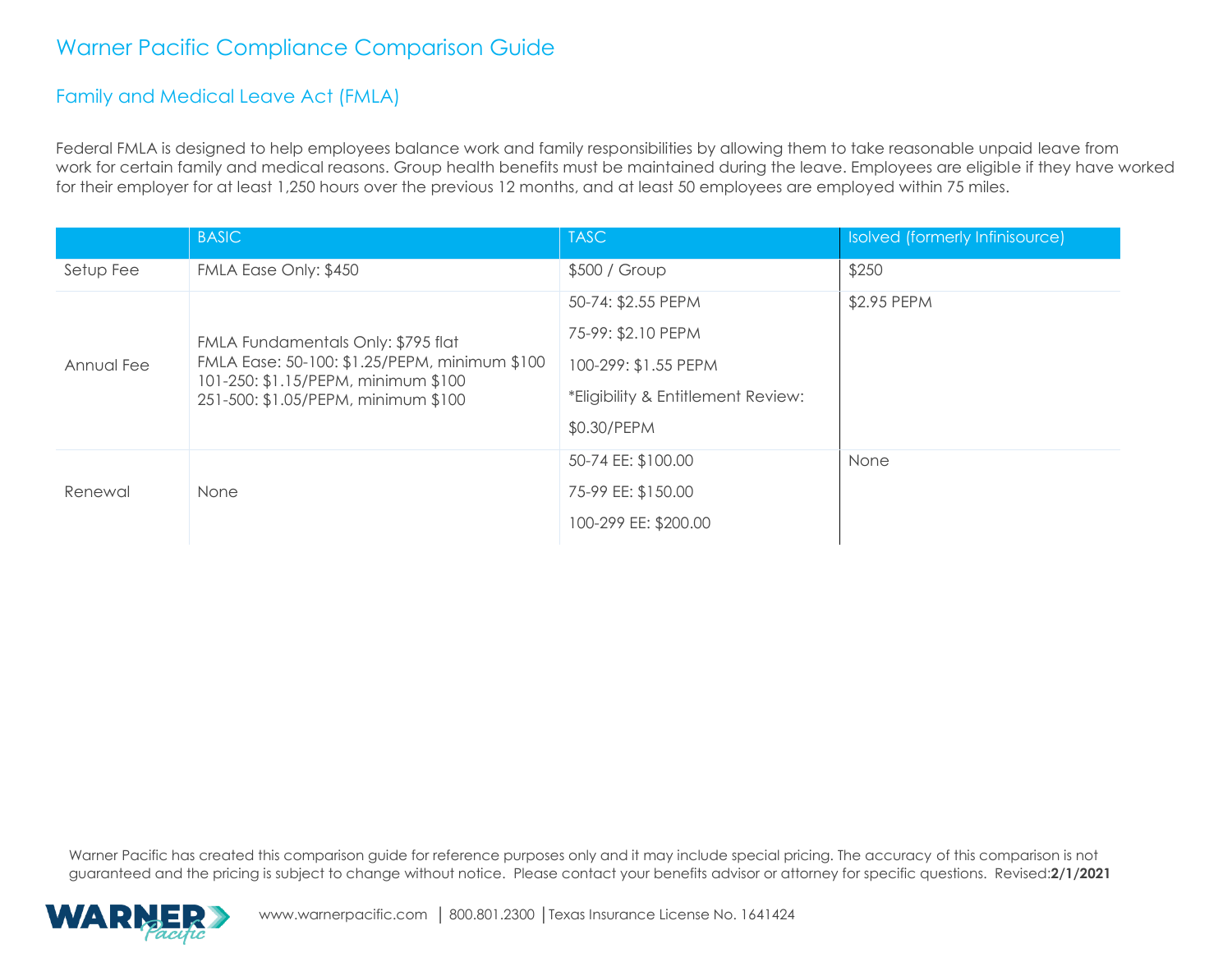# Warner Pacific Compliance Comparison Guide

## Family and Medical Leave Act (FMLA)

Federal FMLA is designed to help employees balance work and family responsibilities by allowing them to take reasonable unpaid leave from work for certain family and medical reasons. Group health benefits must be maintained during the leave. Employees are eligible if they have worked for their employer for at least 1,250 hours over the previous 12 months, and at least 50 employees are employed within 75 miles.

| | BASIC | TASC | Isolved (formerly Infinisource) |
|---|---|---|---|
| Setup Fee | FMLA Ease Only: $450 | $500 / Group | $250 |
| Annual Fee | FMLA Fundamentals Only: $795 flat<br>FMLA Ease: 50-100: $1.25/PEPM, minimum $100<br>101-250: $1.15/PEPM, minimum $100<br>251-500: $1.05/PEPM, minimum $100 | 50-74: $2.55 PEPM<br>75-99: $2.10 PEPM<br>100-299: $1.55 PEPM<br>*Eligibility & Entitlement Review:<br>$0.30/PEPM | $2.95 PEPM |
| Renewal | None | 50-74 EE: $100.00<br>75-99 EE: $150.00<br>100-299 EE: $200.00 | None |

Warner Pacific has created this comparison guide for reference purposes only and it may include special pricing. The accuracy of this comparison is not guaranteed and the pricing is subject to change without notice. Please contact your benefits advisor or attorney for specific questions. Revised:**2/1/2021**

WARNER Pacific www.warnerpacific.com | 800.801.2300 | Texas Insurance License No. 1641424